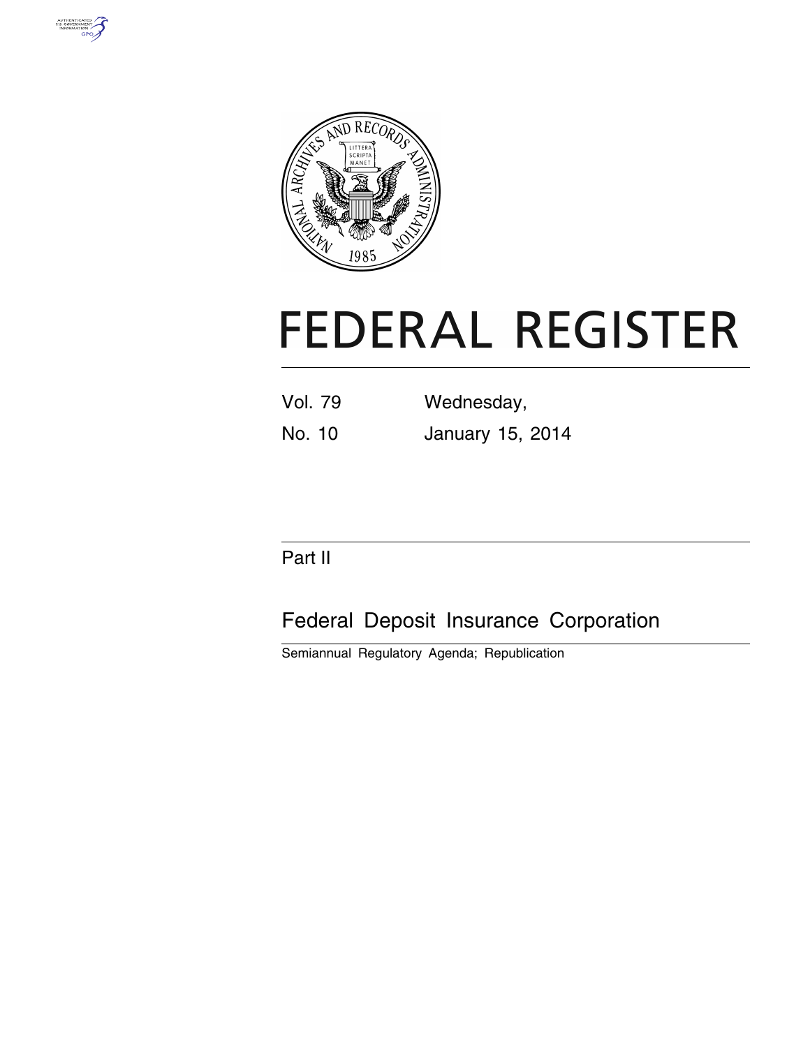# FEDERAL REGISTER

Vol. 79 Wednesday,

No. 10 January 15, 2014

Part II

## Federal Deposit Insurance Corporation

Semiannual Regulatory Agenda; Republication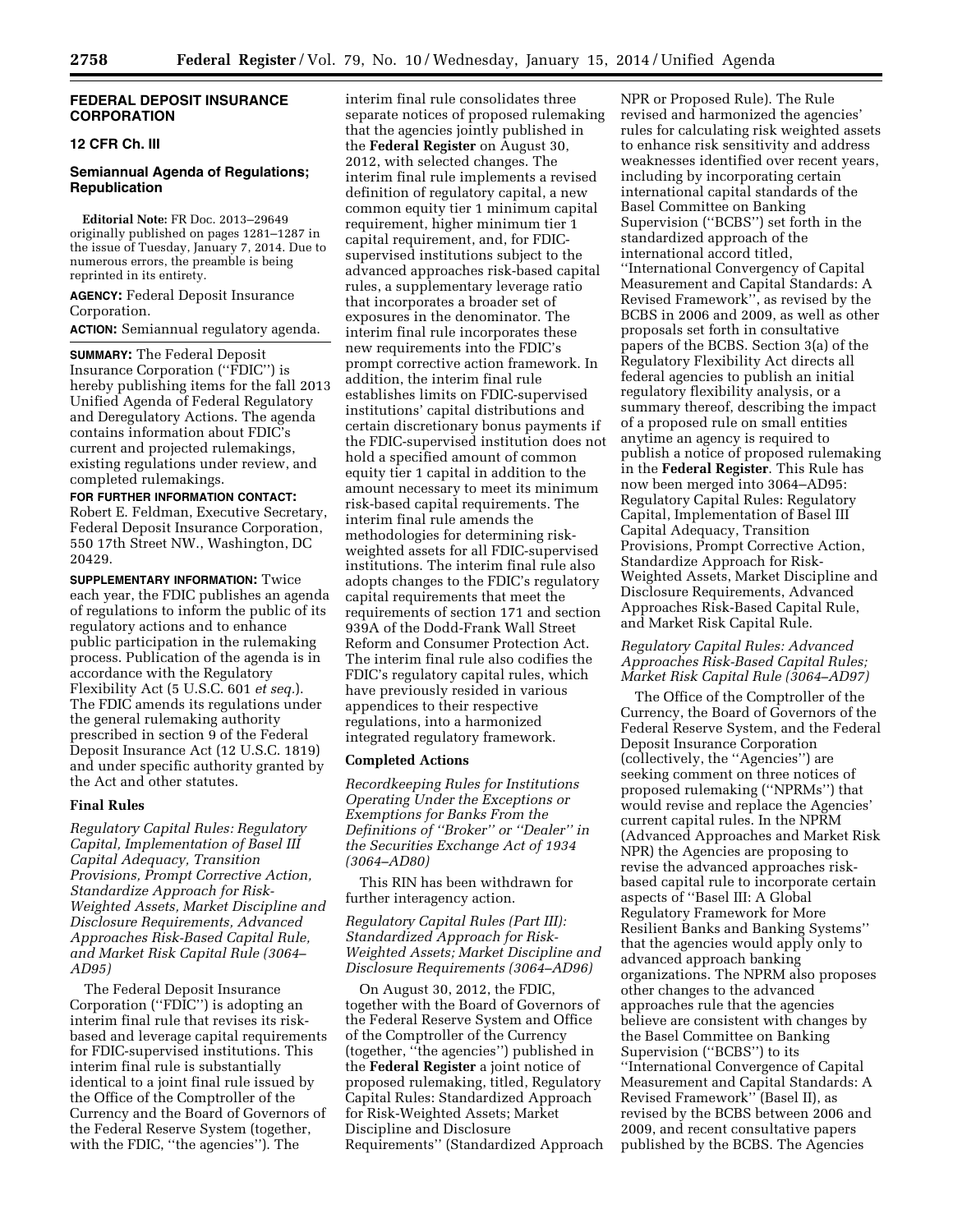# FEDERAL DEPOSIT INSURANCE CORPORATION

## 12 CFR Ch. III

## Semiannual Agenda of Regulations; Republication

**Editorial Note:** FR Doc. 2013–29649 originally published on pages 1281–1287 in the issue of Tuesday, January 7, 2014. Due to numerous errors, the preamble is being reprinted in its entirety.

**AGENCY:** Federal Deposit Insurance Corporation.

**ACTION:** Semiannual regulatory agenda.

**SUMMARY:** The Federal Deposit Insurance Corporation (''FDIC'') is hereby publishing items for the fall 2013 Unified Agenda of Federal Regulatory and Deregulatory Actions. The agenda contains information about FDIC's current and projected rulemakings, existing regulations under review, and completed rulemakings.

**FOR FURTHER INFORMATION CONTACT:** Robert E. Feldman, Executive Secretary, Federal Deposit Insurance Corporation, 550 17th Street NW., Washington, DC 20429.

**SUPPLEMENTARY INFORMATION:** Twice each year, the FDIC publishes an agenda of regulations to inform the public of its regulatory actions and to enhance public participation in the rulemaking process. Publication of the agenda is in accordance with the Regulatory Flexibility Act (5 U.S.C. 601 *et seq.*). The FDIC amends its regulations under the general rulemaking authority prescribed in section 9 of the Federal Deposit Insurance Act (12 U.S.C. 1819) and under specific authority granted by the Act and other statutes.

### Final Rules

*Regulatory Capital Rules: Regulatory Capital, Implementation of Basel III Capital Adequacy, Transition Provisions, Prompt Corrective Action, Standardize Approach for Risk-Weighted Assets, Market Discipline and Disclosure Requirements, Advanced Approaches Risk-Based Capital Rule, and Market Risk Capital Rule (3064–AD95)*

The Federal Deposit Insurance Corporation (''FDIC'') is adopting an interim final rule that revises its risk-based and leverage capital requirements for FDIC-supervised institutions. This interim final rule is substantially identical to a joint final rule issued by the Office of the Comptroller of the Currency and the Board of Governors of the Federal Reserve System (together, with the FDIC, ''the agencies''). The interim final rule consolidates three separate notices of proposed rulemaking that the agencies jointly published in the **Federal Register** on August 30, 2012, with selected changes. The interim final rule implements a revised definition of regulatory capital, a new common equity tier 1 minimum capital requirement, higher minimum tier 1 capital requirement, and, for FDIC-supervised institutions subject to the advanced approaches risk-based capital rules, a supplementary leverage ratio that incorporates a broader set of exposures in the denominator. The interim final rule incorporates these new requirements into the FDIC's prompt corrective action framework. In addition, the interim final rule establishes limits on FDIC-supervised institutions' capital distributions and certain discretionary bonus payments if the FDIC-supervised institution does not hold a specified amount of common equity tier 1 capital in addition to the amount necessary to meet its minimum risk-based capital requirements. The interim final rule amends the methodologies for determining risk-weighted assets for all FDIC-supervised institutions. The interim final rule also adopts changes to the FDIC's regulatory capital requirements that meet the requirements of section 171 and section 939A of the Dodd-Frank Wall Street Reform and Consumer Protection Act. The interim final rule also codifies the FDIC's regulatory capital rules, which have previously resided in various appendices to their respective regulations, into a harmonized integrated regulatory framework.

### Completed Actions

*Recordkeeping Rules for Institutions Operating Under the Exceptions or Exemptions for Banks From the Definitions of ''Broker'' or ''Dealer'' in the Securities Exchange Act of 1934 (3064–AD80)*

This RIN has been withdrawn for further interagency action.

*Regulatory Capital Rules (Part III): Standardized Approach for Risk-Weighted Assets; Market Discipline and Disclosure Requirements (3064–AD96)*

On August 30, 2012, the FDIC, together with the Board of Governors of the Federal Reserve System and Office of the Comptroller of the Currency (together, ''the agencies'') published in the **Federal Register** a joint notice of proposed rulemaking, titled, Regulatory Capital Rules: Standardized Approach for Risk-Weighted Assets; Market Discipline and Disclosure Requirements'' (Standardized Approach NPR or Proposed Rule). The Rule revised and harmonized the agencies' rules for calculating risk weighted assets to enhance risk sensitivity and address weaknesses identified over recent years, including by incorporating certain international capital standards of the Basel Committee on Banking Supervision (''BCBS'') set forth in the standardized approach of the international accord titled, ''International Convergency of Capital Measurement and Capital Standards: A Revised Framework'', as revised by the BCBS in 2006 and 2009, as well as other proposals set forth in consultative papers of the BCBS. Section 3(a) of the Regulatory Flexibility Act directs all federal agencies to publish an initial regulatory flexibility analysis, or a summary thereof, describing the impact of a proposed rule on small entities anytime an agency is required to publish a notice of proposed rulemaking in the **Federal Register**. This Rule has now been merged into 3064–AD95: Regulatory Capital Rules: Regulatory Capital, Implementation of Basel III Capital Adequacy, Transition Provisions, Prompt Corrective Action, Standardize Approach for Risk-Weighted Assets, Market Discipline and Disclosure Requirements, Advanced Approaches Risk-Based Capital Rule, and Market Risk Capital Rule.

*Regulatory Capital Rules: Advanced Approaches Risk-Based Capital Rules; Market Risk Capital Rule (3064–AD97)*

The Office of the Comptroller of the Currency, the Board of Governors of the Federal Reserve System, and the Federal Deposit Insurance Corporation (collectively, the ''Agencies'') are seeking comment on three notices of proposed rulemaking (''NPRMs'') that would revise and replace the Agencies' current capital rules. In the NPRM (Advanced Approaches and Market Risk NPR) the Agencies are proposing to revise the advanced approaches risk-based capital rule to incorporate certain aspects of ''Basel III: A Global Regulatory Framework for More Resilient Banks and Banking Systems'' that the agencies would apply only to advanced approach banking organizations. The NPRM also proposes other changes to the advanced approaches rule that the agencies believe are consistent with changes by the Basel Committee on Banking Supervision (''BCBS'') to its ''International Convergence of Capital Measurement and Capital Standards: A Revised Framework'' (Basel II), as revised by the BCBS between 2006 and 2009, and recent consultative papers published by the BCBS. The Agencies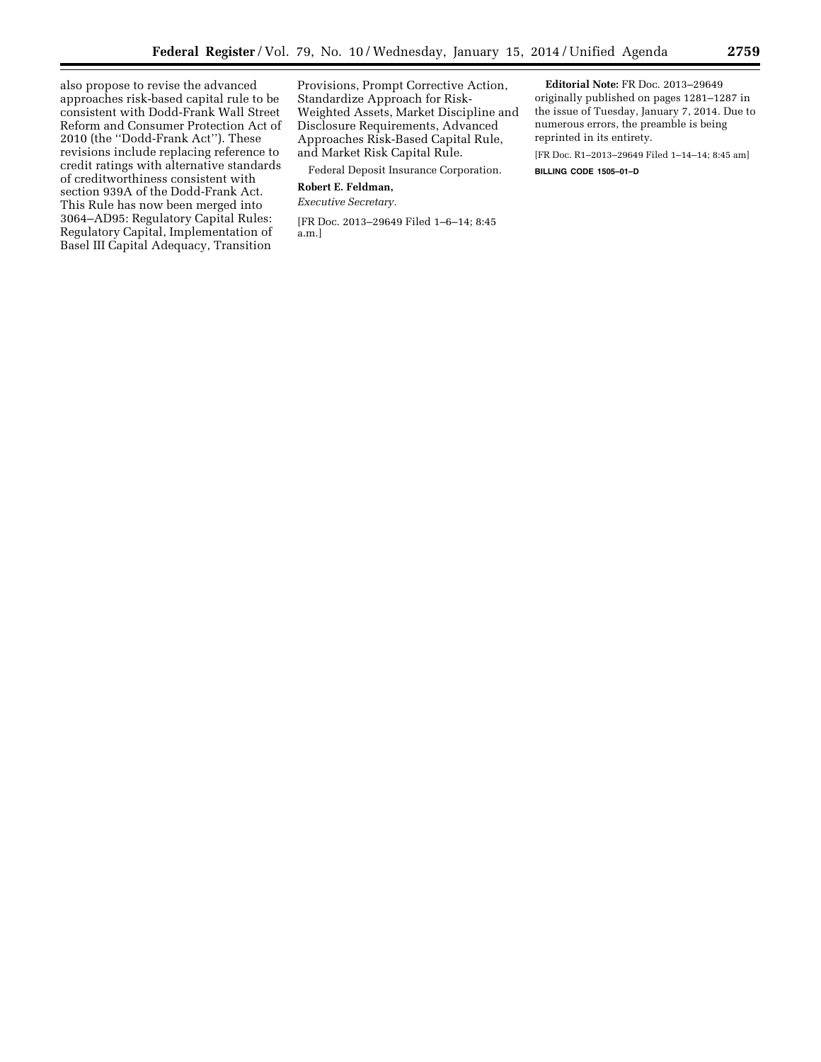also propose to revise the advanced approaches risk-based capital rule to be consistent with Dodd-Frank Wall Street Reform and Consumer Protection Act of 2010 (the ''Dodd-Frank Act''). These revisions include replacing reference to credit ratings with alternative standards of creditworthiness consistent with section 939A of the Dodd-Frank Act. This Rule has now been merged into 3064–AD95: Regulatory Capital Rules: Regulatory Capital, Implementation of Basel III Capital Adequacy, Transition Provisions, Prompt Corrective Action, Standardize Approach for Risk-Weighted Assets, Market Discipline and Disclosure Requirements, Advanced Approaches Risk-Based Capital Rule, and Market Risk Capital Rule.

Federal Deposit Insurance Corporation.

**Robert E. Feldman,**

*Executive Secretary.*

[FR Doc. 2013–29649 Filed 1–6–14; 8:45 a.m.]

**Editorial Note:** FR Doc. 2013–29649 originally published on pages 1281–1287 in the issue of Tuesday, January 7, 2014. Due to numerous errors, the preamble is being reprinted in its entirety.

[FR Doc. R1–2013–29649 Filed 1–14–14; 8:45 am]

**BILLING CODE 1505–01–D**